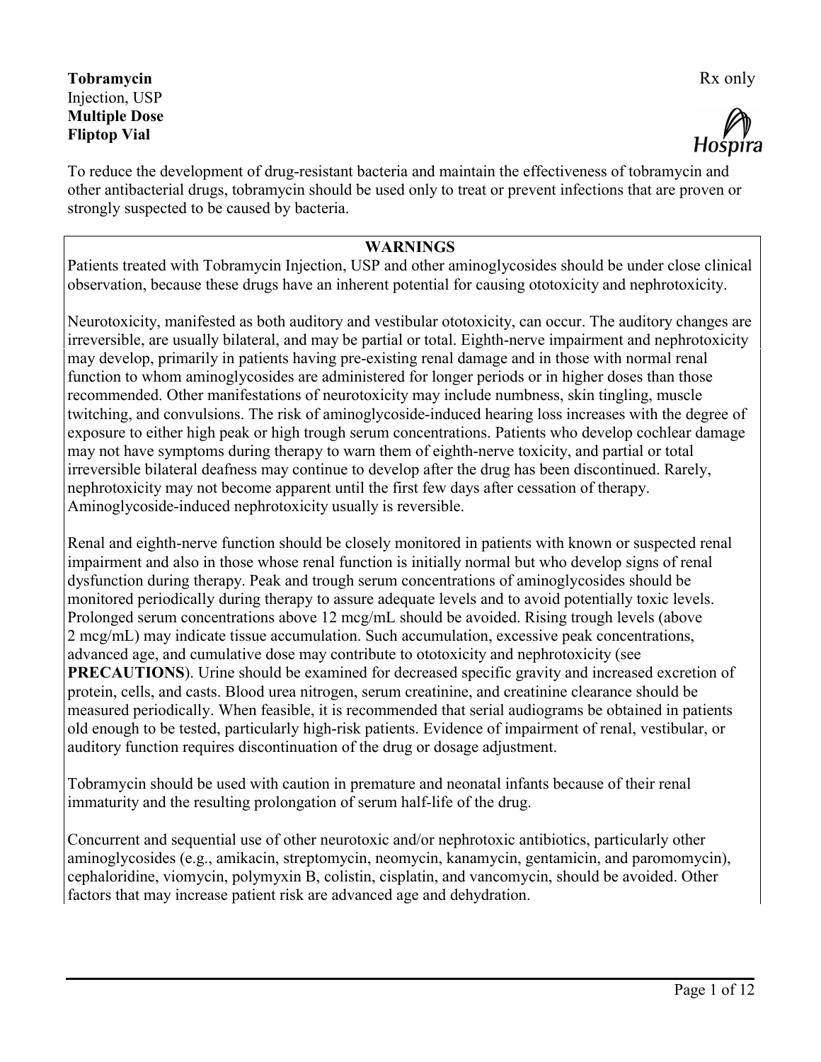**Tobramycin**
Injection, USP
**Multiple Dose**
**Fliptop Vial**

Rx only

Hospira

To reduce the development of drug-resistant bacteria and maintain the effectiveness of tobramycin and other antibacterial drugs, tobramycin should be used only to treat or prevent infections that are proven or strongly suspected to be caused by bacteria.

## WARNINGS

Patients treated with Tobramycin Injection, USP and other aminoglycosides should be under close clinical observation, because these drugs have an inherent potential for causing ototoxicity and nephrotoxicity.

Neurotoxicity, manifested as both auditory and vestibular ototoxicity, can occur. The auditory changes are irreversible, are usually bilateral, and may be partial or total. Eighth-nerve impairment and nephrotoxicity may develop, primarily in patients having pre-existing renal damage and in those with normal renal function to whom aminoglycosides are administered for longer periods or in higher doses than those recommended. Other manifestations of neurotoxicity may include numbness, skin tingling, muscle twitching, and convulsions. The risk of aminoglycoside-induced hearing loss increases with the degree of exposure to either high peak or high trough serum concentrations. Patients who develop cochlear damage may not have symptoms during therapy to warn them of eighth-nerve toxicity, and partial or total irreversible bilateral deafness may continue to develop after the drug has been discontinued. Rarely, nephrotoxicity may not become apparent until the first few days after cessation of therapy. Aminoglycoside-induced nephrotoxicity usually is reversible.

Renal and eighth-nerve function should be closely monitored in patients with known or suspected renal impairment and also in those whose renal function is initially normal but who develop signs of renal dysfunction during therapy. Peak and trough serum concentrations of aminoglycosides should be monitored periodically during therapy to assure adequate levels and to avoid potentially toxic levels. Prolonged serum concentrations above 12 mcg/mL should be avoided. Rising trough levels (above 2 mcg/mL) may indicate tissue accumulation. Such accumulation, excessive peak concentrations, advanced age, and cumulative dose may contribute to ototoxicity and nephrotoxicity (see **PRECAUTIONS**). Urine should be examined for decreased specific gravity and increased excretion of protein, cells, and casts. Blood urea nitrogen, serum creatinine, and creatinine clearance should be measured periodically. When feasible, it is recommended that serial audiograms be obtained in patients old enough to be tested, particularly high-risk patients. Evidence of impairment of renal, vestibular, or auditory function requires discontinuation of the drug or dosage adjustment.

Tobramycin should be used with caution in premature and neonatal infants because of their renal immaturity and the resulting prolongation of serum half-life of the drug.

Concurrent and sequential use of other neurotoxic and/or nephrotoxic antibiotics, particularly other aminoglycosides (e.g., amikacin, streptomycin, neomycin, kanamycin, gentamicin, and paromomycin), cephaloridine, viomycin, polymyxin B, colistin, cisplatin, and vancomycin, should be avoided. Other factors that may increase patient risk are advanced age and dehydration.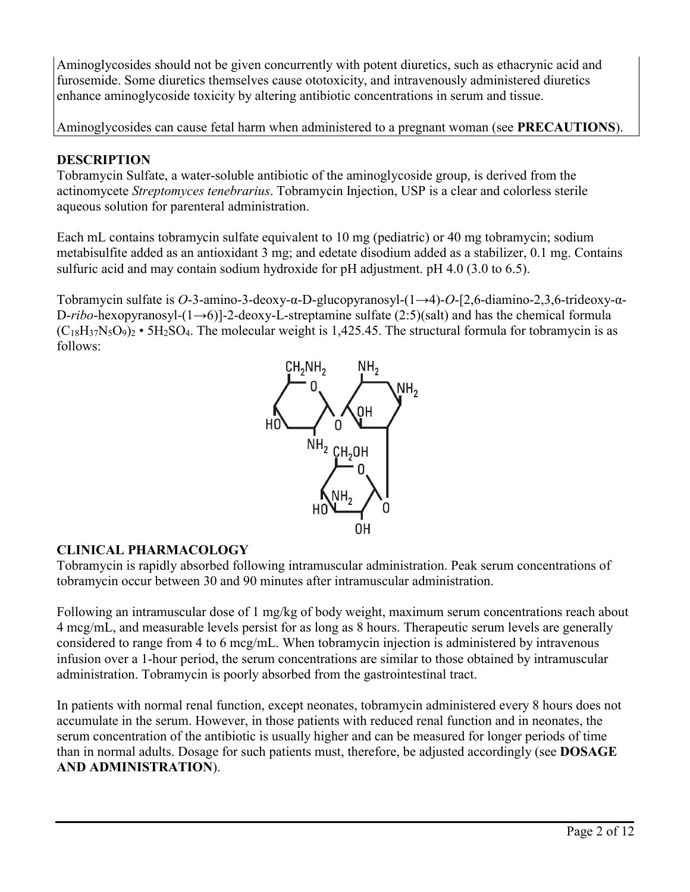Aminoglycosides should not be given concurrently with potent diuretics, such as ethacrynic acid and furosemide. Some diuretics themselves cause ototoxicity, and intravenously administered diuretics enhance aminoglycoside toxicity by altering antibiotic concentrations in serum and tissue.

Aminoglycosides can cause fetal harm when administered to a pregnant woman (see **PRECAUTIONS**).

## DESCRIPTION

Tobramycin Sulfate, a water-soluble antibiotic of the aminoglycoside group, is derived from the actinomycete *Streptomyces tenebrarius*. Tobramycin Injection, USP is a clear and colorless sterile aqueous solution for parenteral administration.

Each mL contains tobramycin sulfate equivalent to 10 mg (pediatric) or 40 mg tobramycin; sodium metabisulfite added as an antioxidant 3 mg; and edetate disodium added as a stabilizer, 0.1 mg. Contains sulfuric acid and may contain sodium hydroxide for pH adjustment. pH 4.0 (3.0 to 6.5).

Tobramycin sulfate is *O*-3-amino-3-deoxy-α-D-glucopyranosyl-(1→4)-*O*-[2,6-diamino-2,3,6-trideoxy-α-D-*ribo*-hexopyranosyl-(1→6)]-2-deoxy-L-streptamine sulfate (2:5)(salt) and has the chemical formula $(C_{18}H_{37}N_5O_9)_2 \cdot 5H_2SO_4$. The molecular weight is 1,425.45. The structural formula for tobramycin is as follows:

## CLINICAL PHARMACOLOGY

Tobramycin is rapidly absorbed following intramuscular administration. Peak serum concentrations of tobramycin occur between 30 and 90 minutes after intramuscular administration.

Following an intramuscular dose of 1 mg/kg of body weight, maximum serum concentrations reach about 4 mcg/mL, and measurable levels persist for as long as 8 hours. Therapeutic serum levels are generally considered to range from 4 to 6 mcg/mL. When tobramycin injection is administered by intravenous infusion over a 1-hour period, the serum concentrations are similar to those obtained by intramuscular administration. Tobramycin is poorly absorbed from the gastrointestinal tract.

In patients with normal renal function, except neonates, tobramycin administered every 8 hours does not accumulate in the serum. However, in those patients with reduced renal function and in neonates, the serum concentration of the antibiotic is usually higher and can be measured for longer periods of time than in normal adults. Dosage for such patients must, therefore, be adjusted accordingly (see **DOSAGE AND ADMINISTRATION**).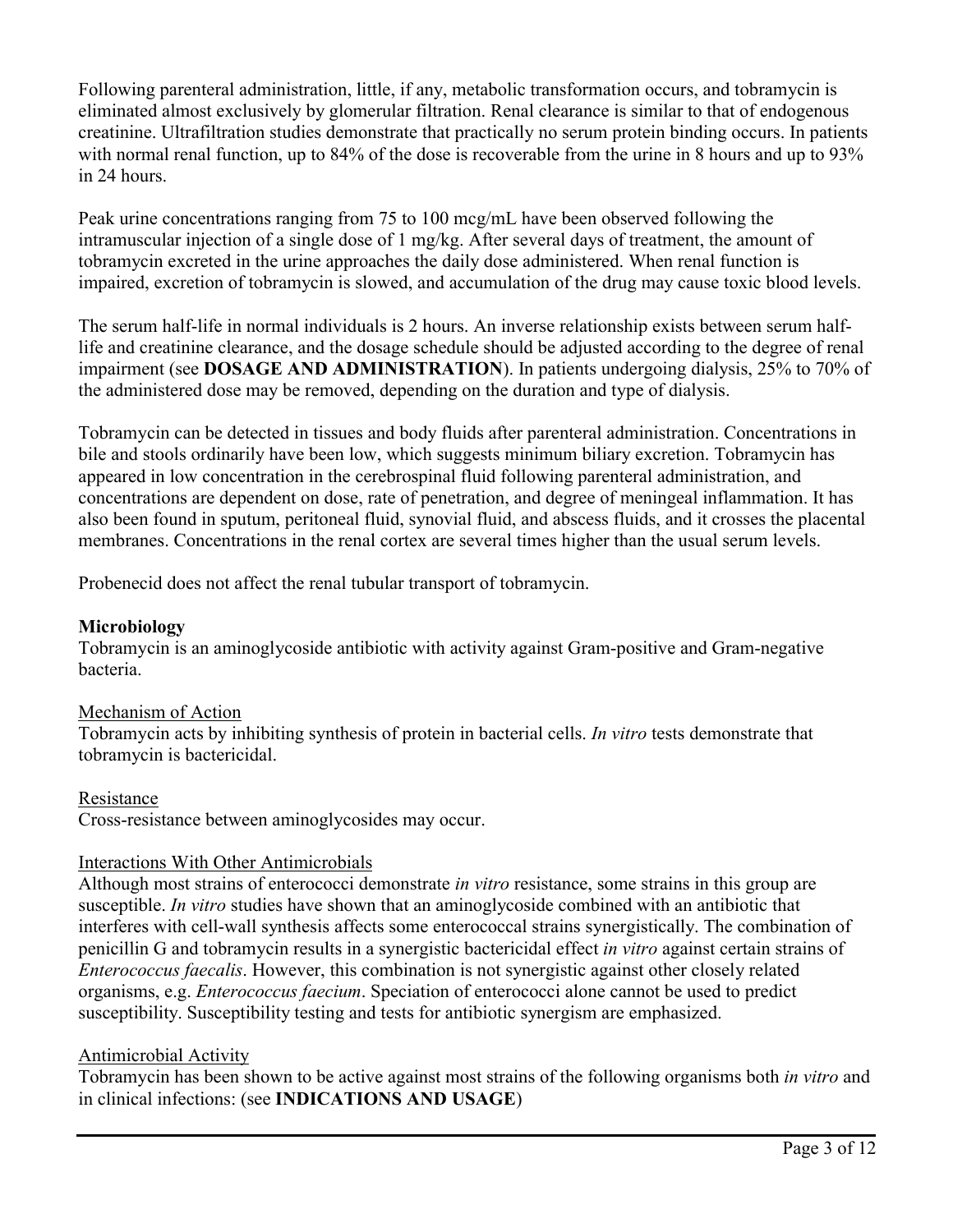Following parenteral administration, little, if any, metabolic transformation occurs, and tobramycin is eliminated almost exclusively by glomerular filtration. Renal clearance is similar to that of endogenous creatinine. Ultrafiltration studies demonstrate that practically no serum protein binding occurs. In patients with normal renal function, up to 84% of the dose is recoverable from the urine in 8 hours and up to 93% in 24 hours.

Peak urine concentrations ranging from 75 to 100 mcg/mL have been observed following the intramuscular injection of a single dose of 1 mg/kg. After several days of treatment, the amount of tobramycin excreted in the urine approaches the daily dose administered. When renal function is impaired, excretion of tobramycin is slowed, and accumulation of the drug may cause toxic blood levels.

The serum half-life in normal individuals is 2 hours. An inverse relationship exists between serum half-life and creatinine clearance, and the dosage schedule should be adjusted according to the degree of renal impairment (see **DOSAGE AND ADMINISTRATION**). In patients undergoing dialysis, 25% to 70% of the administered dose may be removed, depending on the duration and type of dialysis.

Tobramycin can be detected in tissues and body fluids after parenteral administration. Concentrations in bile and stools ordinarily have been low, which suggests minimum biliary excretion. Tobramycin has appeared in low concentration in the cerebrospinal fluid following parenteral administration, and concentrations are dependent on dose, rate of penetration, and degree of meningeal inflammation. It has also been found in sputum, peritoneal fluid, synovial fluid, and abscess fluids, and it crosses the placental membranes. Concentrations in the renal cortex are several times higher than the usual serum levels.

Probenecid does not affect the renal tubular transport of tobramycin.

### Microbiology

Tobramycin is an aminoglycoside antibiotic with activity against Gram-positive and Gram-negative bacteria.

#### Mechanism of Action

Tobramycin acts by inhibiting synthesis of protein in bacterial cells. *In vitro* tests demonstrate that tobramycin is bactericidal.

#### Resistance

Cross-resistance between aminoglycosides may occur.

#### Interactions With Other Antimicrobials

Although most strains of enterococci demonstrate *in vitro* resistance, some strains in this group are susceptible. *In vitro* studies have shown that an aminoglycoside combined with an antibiotic that interferes with cell-wall synthesis affects some enterococcal strains synergistically. The combination of penicillin G and tobramycin results in a synergistic bactericidal effect *in vitro* against certain strains of *Enterococcus faecalis*. However, this combination is not synergistic against other closely related organisms, e.g. *Enterococcus faecium*. Speciation of enterococci alone cannot be used to predict susceptibility. Susceptibility testing and tests for antibiotic synergism are emphasized.

#### Antimicrobial Activity

Tobramycin has been shown to be active against most strains of the following organisms both *in vitro* and in clinical infections: (see **INDICATIONS AND USAGE**)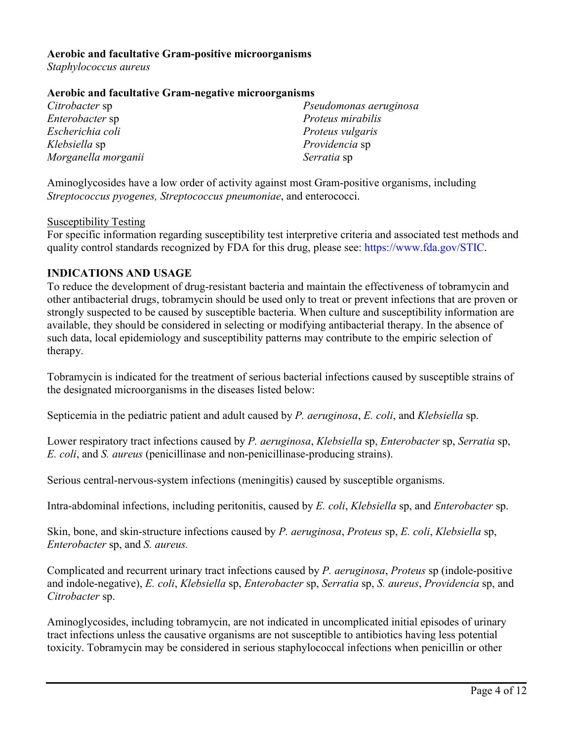**Aerobic and facultative Gram-positive microorganisms**

*Staphylococcus aureus*

**Aerobic and facultative Gram-negative microorganisms**

*Citrobacter* sp
*Enterobacter* sp
*Escherichia coli*
*Klebsiella* sp
*Morganella morganii*
*Pseudomonas aeruginosa*
*Proteus mirabilis*
*Proteus vulgaris*
*Providencia* sp
*Serratia* sp

Aminoglycosides have a low order of activity against most Gram-positive organisms, including *Streptococcus pyogenes, Streptococcus pneumoniae*, and enterococci.

Susceptibility Testing

For specific information regarding susceptibility test interpretive criteria and associated test methods and quality control standards recognized by FDA for this drug, please see: https://www.fda.gov/STIC.

## INDICATIONS AND USAGE

To reduce the development of drug-resistant bacteria and maintain the effectiveness of tobramycin and other antibacterial drugs, tobramycin should be used only to treat or prevent infections that are proven or strongly suspected to be caused by susceptible bacteria. When culture and susceptibility information are available, they should be considered in selecting or modifying antibacterial therapy. In the absence of such data, local epidemiology and susceptibility patterns may contribute to the empiric selection of therapy.

Tobramycin is indicated for the treatment of serious bacterial infections caused by susceptible strains of the designated microorganisms in the diseases listed below:

Septicemia in the pediatric patient and adult caused by *P. aeruginosa*, *E. coli*, and *Klebsiella* sp.

Lower respiratory tract infections caused by *P. aeruginosa*, *Klebsiella* sp, *Enterobacter* sp, *Serratia* sp, *E. coli*, and *S. aureus* (penicillinase and non-penicillinase-producing strains).

Serious central-nervous-system infections (meningitis) caused by susceptible organisms.

Intra-abdominal infections, including peritonitis, caused by *E. coli*, *Klebsiella* sp, and *Enterobacter* sp.

Skin, bone, and skin-structure infections caused by *P. aeruginosa*, *Proteus* sp, *E. coli*, *Klebsiella* sp, *Enterobacter* sp, and *S. aureus.*

Complicated and recurrent urinary tract infections caused by *P. aeruginosa*, *Proteus* sp (indole-positive and indole-negative), *E. coli*, *Klebsiella* sp, *Enterobacter* sp, *Serratia* sp, *S. aureus*, *Providencia* sp, and *Citrobacter* sp.

Aminoglycosides, including tobramycin, are not indicated in uncomplicated initial episodes of urinary tract infections unless the causative organisms are not susceptible to antibiotics having less potential toxicity. Tobramycin may be considered in serious staphylococcal infections when penicillin or other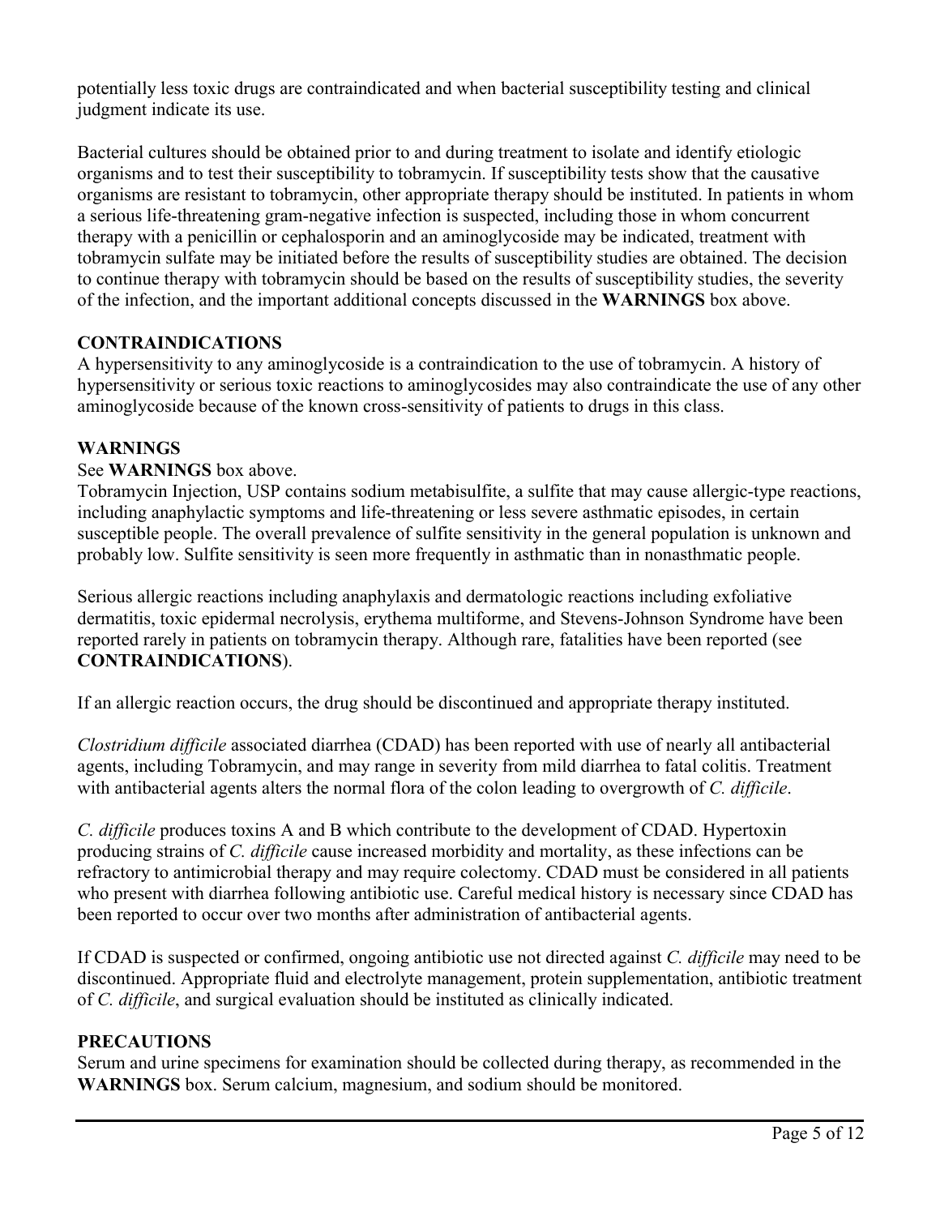potentially less toxic drugs are contraindicated and when bacterial susceptibility testing and clinical judgment indicate its use.

Bacterial cultures should be obtained prior to and during treatment to isolate and identify etiologic organisms and to test their susceptibility to tobramycin. If susceptibility tests show that the causative organisms are resistant to tobramycin, other appropriate therapy should be instituted. In patients in whom a serious life-threatening gram-negative infection is suspected, including those in whom concurrent therapy with a penicillin or cephalosporin and an aminoglycoside may be indicated, treatment with tobramycin sulfate may be initiated before the results of susceptibility studies are obtained. The decision to continue therapy with tobramycin should be based on the results of susceptibility studies, the severity of the infection, and the important additional concepts discussed in the **WARNINGS** box above.

## CONTRAINDICATIONS

A hypersensitivity to any aminoglycoside is a contraindication to the use of tobramycin. A history of hypersensitivity or serious toxic reactions to aminoglycosides may also contraindicate the use of any other aminoglycoside because of the known cross-sensitivity of patients to drugs in this class.

## WARNINGS

See **WARNINGS** box above.

Tobramycin Injection, USP contains sodium metabisulfite, a sulfite that may cause allergic-type reactions, including anaphylactic symptoms and life-threatening or less severe asthmatic episodes, in certain susceptible people. The overall prevalence of sulfite sensitivity in the general population is unknown and probably low. Sulfite sensitivity is seen more frequently in asthmatic than in nonasthmatic people.

Serious allergic reactions including anaphylaxis and dermatologic reactions including exfoliative dermatitis, toxic epidermal necrolysis, erythema multiforme, and Stevens-Johnson Syndrome have been reported rarely in patients on tobramycin therapy. Although rare, fatalities have been reported (see **CONTRAINDICATIONS**).

If an allergic reaction occurs, the drug should be discontinued and appropriate therapy instituted.

*Clostridium difficile* associated diarrhea (CDAD) has been reported with use of nearly all antibacterial agents, including Tobramycin, and may range in severity from mild diarrhea to fatal colitis. Treatment with antibacterial agents alters the normal flora of the colon leading to overgrowth of *C. difficile*.

*C. difficile* produces toxins A and B which contribute to the development of CDAD. Hypertoxin producing strains of *C. difficile* cause increased morbidity and mortality, as these infections can be refractory to antimicrobial therapy and may require colectomy. CDAD must be considered in all patients who present with diarrhea following antibiotic use. Careful medical history is necessary since CDAD has been reported to occur over two months after administration of antibacterial agents.

If CDAD is suspected or confirmed, ongoing antibiotic use not directed against *C. difficile* may need to be discontinued. Appropriate fluid and electrolyte management, protein supplementation, antibiotic treatment of *C. difficile*, and surgical evaluation should be instituted as clinically indicated.

## PRECAUTIONS

Serum and urine specimens for examination should be collected during therapy, as recommended in the **WARNINGS** box. Serum calcium, magnesium, and sodium should be monitored.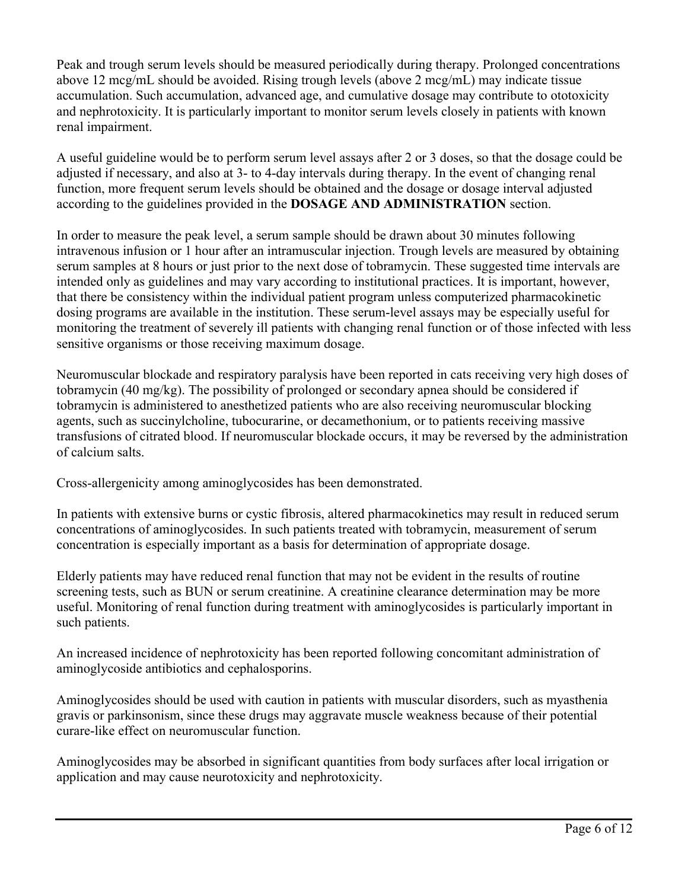Peak and trough serum levels should be measured periodically during therapy. Prolonged concentrations above 12 mcg/mL should be avoided. Rising trough levels (above 2 mcg/mL) may indicate tissue accumulation. Such accumulation, advanced age, and cumulative dosage may contribute to ototoxicity and nephrotoxicity. It is particularly important to monitor serum levels closely in patients with known renal impairment.

A useful guideline would be to perform serum level assays after 2 or 3 doses, so that the dosage could be adjusted if necessary, and also at 3- to 4-day intervals during therapy. In the event of changing renal function, more frequent serum levels should be obtained and the dosage or dosage interval adjusted according to the guidelines provided in the **DOSAGE AND ADMINISTRATION** section.

In order to measure the peak level, a serum sample should be drawn about 30 minutes following intravenous infusion or 1 hour after an intramuscular injection. Trough levels are measured by obtaining serum samples at 8 hours or just prior to the next dose of tobramycin. These suggested time intervals are intended only as guidelines and may vary according to institutional practices. It is important, however, that there be consistency within the individual patient program unless computerized pharmacokinetic dosing programs are available in the institution. These serum-level assays may be especially useful for monitoring the treatment of severely ill patients with changing renal function or of those infected with less sensitive organisms or those receiving maximum dosage.

Neuromuscular blockade and respiratory paralysis have been reported in cats receiving very high doses of tobramycin (40 mg/kg). The possibility of prolonged or secondary apnea should be considered if tobramycin is administered to anesthetized patients who are also receiving neuromuscular blocking agents, such as succinylcholine, tubocurarine, or decamethonium, or to patients receiving massive transfusions of citrated blood. If neuromuscular blockade occurs, it may be reversed by the administration of calcium salts.

Cross-allergenicity among aminoglycosides has been demonstrated.

In patients with extensive burns or cystic fibrosis, altered pharmacokinetics may result in reduced serum concentrations of aminoglycosides. In such patients treated with tobramycin, measurement of serum concentration is especially important as a basis for determination of appropriate dosage.

Elderly patients may have reduced renal function that may not be evident in the results of routine screening tests, such as BUN or serum creatinine. A creatinine clearance determination may be more useful. Monitoring of renal function during treatment with aminoglycosides is particularly important in such patients.

An increased incidence of nephrotoxicity has been reported following concomitant administration of aminoglycoside antibiotics and cephalosporins.

Aminoglycosides should be used with caution in patients with muscular disorders, such as myasthenia gravis or parkinsonism, since these drugs may aggravate muscle weakness because of their potential curare-like effect on neuromuscular function.

Aminoglycosides may be absorbed in significant quantities from body surfaces after local irrigation or application and may cause neurotoxicity and nephrotoxicity.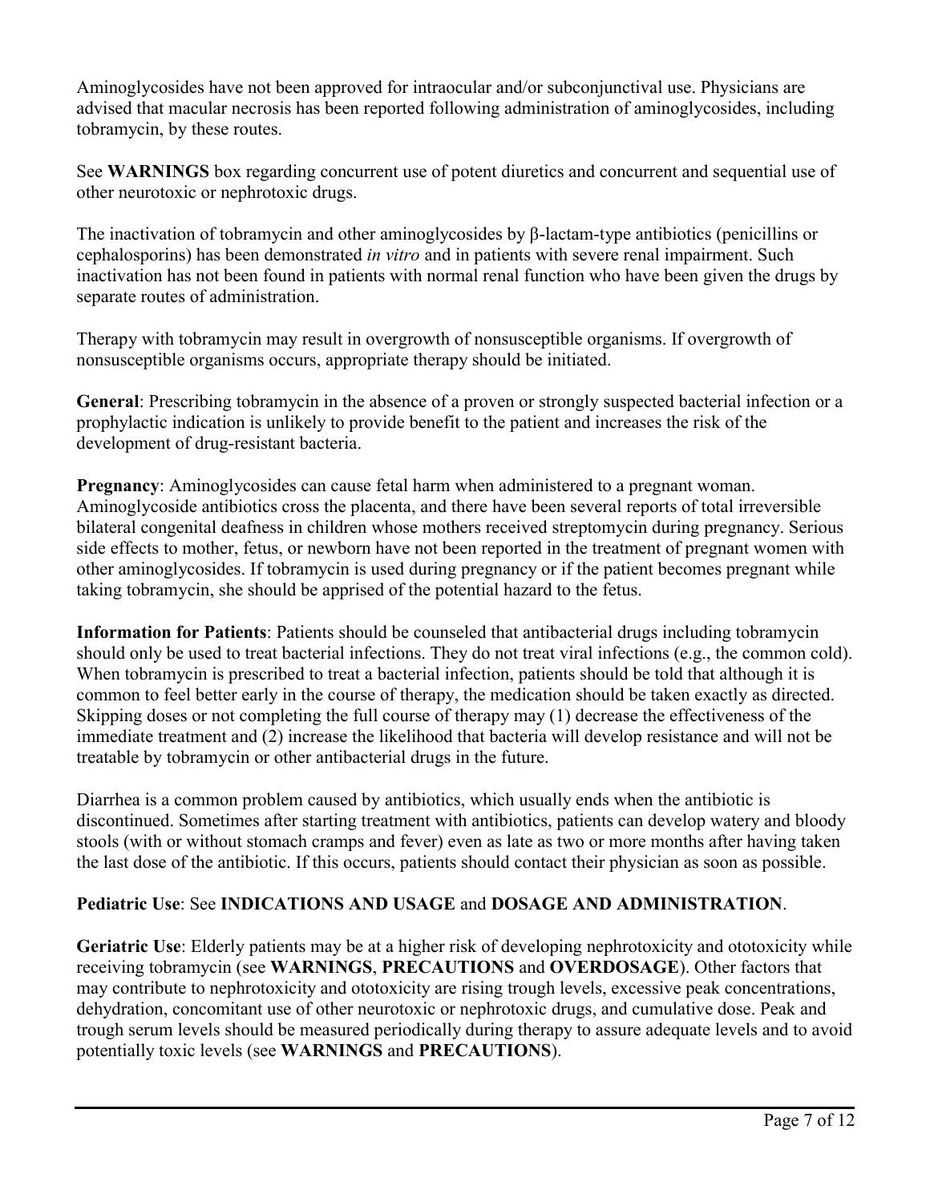Aminoglycosides have not been approved for intraocular and/or subconjunctival use. Physicians are advised that macular necrosis has been reported following administration of aminoglycosides, including tobramycin, by these routes.

See **WARNINGS** box regarding concurrent use of potent diuretics and concurrent and sequential use of other neurotoxic or nephrotoxic drugs.

The inactivation of tobramycin and other aminoglycosides by β-lactam-type antibiotics (penicillins or cephalosporins) has been demonstrated *in vitro* and in patients with severe renal impairment. Such inactivation has not been found in patients with normal renal function who have been given the drugs by separate routes of administration.

Therapy with tobramycin may result in overgrowth of nonsusceptible organisms. If overgrowth of nonsusceptible organisms occurs, appropriate therapy should be initiated.

**General**: Prescribing tobramycin in the absence of a proven or strongly suspected bacterial infection or a prophylactic indication is unlikely to provide benefit to the patient and increases the risk of the development of drug-resistant bacteria.

**Pregnancy**: Aminoglycosides can cause fetal harm when administered to a pregnant woman. Aminoglycoside antibiotics cross the placenta, and there have been several reports of total irreversible bilateral congenital deafness in children whose mothers received streptomycin during pregnancy. Serious side effects to mother, fetus, or newborn have not been reported in the treatment of pregnant women with other aminoglycosides. If tobramycin is used during pregnancy or if the patient becomes pregnant while taking tobramycin, she should be apprised of the potential hazard to the fetus.

**Information for Patients**: Patients should be counseled that antibacterial drugs including tobramycin should only be used to treat bacterial infections. They do not treat viral infections (e.g., the common cold). When tobramycin is prescribed to treat a bacterial infection, patients should be told that although it is common to feel better early in the course of therapy, the medication should be taken exactly as directed. Skipping doses or not completing the full course of therapy may (1) decrease the effectiveness of the immediate treatment and (2) increase the likelihood that bacteria will develop resistance and will not be treatable by tobramycin or other antibacterial drugs in the future.

Diarrhea is a common problem caused by antibiotics, which usually ends when the antibiotic is discontinued. Sometimes after starting treatment with antibiotics, patients can develop watery and bloody stools (with or without stomach cramps and fever) even as late as two or more months after having taken the last dose of the antibiotic. If this occurs, patients should contact their physician as soon as possible.

**Pediatric Use**: See **INDICATIONS AND USAGE** and **DOSAGE AND ADMINISTRATION**.

**Geriatric Use**: Elderly patients may be at a higher risk of developing nephrotoxicity and ototoxicity while receiving tobramycin (see **WARNINGS**, **PRECAUTIONS** and **OVERDOSAGE**). Other factors that may contribute to nephrotoxicity and ototoxicity are rising trough levels, excessive peak concentrations, dehydration, concomitant use of other neurotoxic or nephrotoxic drugs, and cumulative dose. Peak and trough serum levels should be measured periodically during therapy to assure adequate levels and to avoid potentially toxic levels (see **WARNINGS** and **PRECAUTIONS**).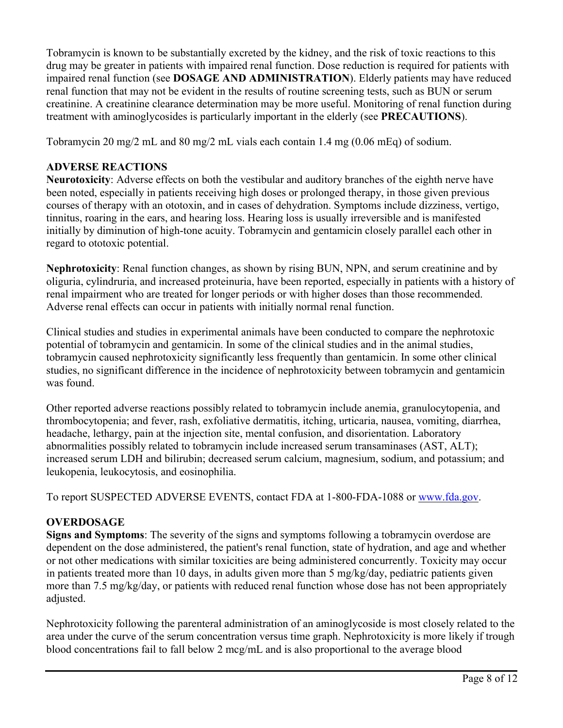Tobramycin is known to be substantially excreted by the kidney, and the risk of toxic reactions to this drug may be greater in patients with impaired renal function. Dose reduction is required for patients with impaired renal function (see **DOSAGE AND ADMINISTRATION**). Elderly patients may have reduced renal function that may not be evident in the results of routine screening tests, such as BUN or serum creatinine. A creatinine clearance determination may be more useful. Monitoring of renal function during treatment with aminoglycosides is particularly important in the elderly (see **PRECAUTIONS**).

Tobramycin 20 mg/2 mL and 80 mg/2 mL vials each contain 1.4 mg (0.06 mEq) of sodium.

## ADVERSE REACTIONS

**Neurotoxicity**: Adverse effects on both the vestibular and auditory branches of the eighth nerve have been noted, especially in patients receiving high doses or prolonged therapy, in those given previous courses of therapy with an ototoxin, and in cases of dehydration. Symptoms include dizziness, vertigo, tinnitus, roaring in the ears, and hearing loss. Hearing loss is usually irreversible and is manifested initially by diminution of high-tone acuity. Tobramycin and gentamicin closely parallel each other in regard to ototoxic potential.

**Nephrotoxicity**: Renal function changes, as shown by rising BUN, NPN, and serum creatinine and by oliguria, cylindruria, and increased proteinuria, have been reported, especially in patients with a history of renal impairment who are treated for longer periods or with higher doses than those recommended. Adverse renal effects can occur in patients with initially normal renal function.

Clinical studies and studies in experimental animals have been conducted to compare the nephrotoxic potential of tobramycin and gentamicin. In some of the clinical studies and in the animal studies, tobramycin caused nephrotoxicity significantly less frequently than gentamicin. In some other clinical studies, no significant difference in the incidence of nephrotoxicity between tobramycin and gentamicin was found.

Other reported adverse reactions possibly related to tobramycin include anemia, granulocytopenia, and thrombocytopenia; and fever, rash, exfoliative dermatitis, itching, urticaria, nausea, vomiting, diarrhea, headache, lethargy, pain at the injection site, mental confusion, and disorientation. Laboratory abnormalities possibly related to tobramycin include increased serum transaminases (AST, ALT); increased serum LDH and bilirubin; decreased serum calcium, magnesium, sodium, and potassium; and leukopenia, leukocytosis, and eosinophilia.

To report SUSPECTED ADVERSE EVENTS, contact FDA at 1-800-FDA-1088 or www.fda.gov.

## OVERDOSAGE

**Signs and Symptoms**: The severity of the signs and symptoms following a tobramycin overdose are dependent on the dose administered, the patient's renal function, state of hydration, and age and whether or not other medications with similar toxicities are being administered concurrently. Toxicity may occur in patients treated more than 10 days, in adults given more than 5 mg/kg/day, pediatric patients given more than 7.5 mg/kg/day, or patients with reduced renal function whose dose has not been appropriately adjusted.

Nephrotoxicity following the parenteral administration of an aminoglycoside is most closely related to the area under the curve of the serum concentration versus time graph. Nephrotoxicity is more likely if trough blood concentrations fail to fall below 2 mcg/mL and is also proportional to the average blood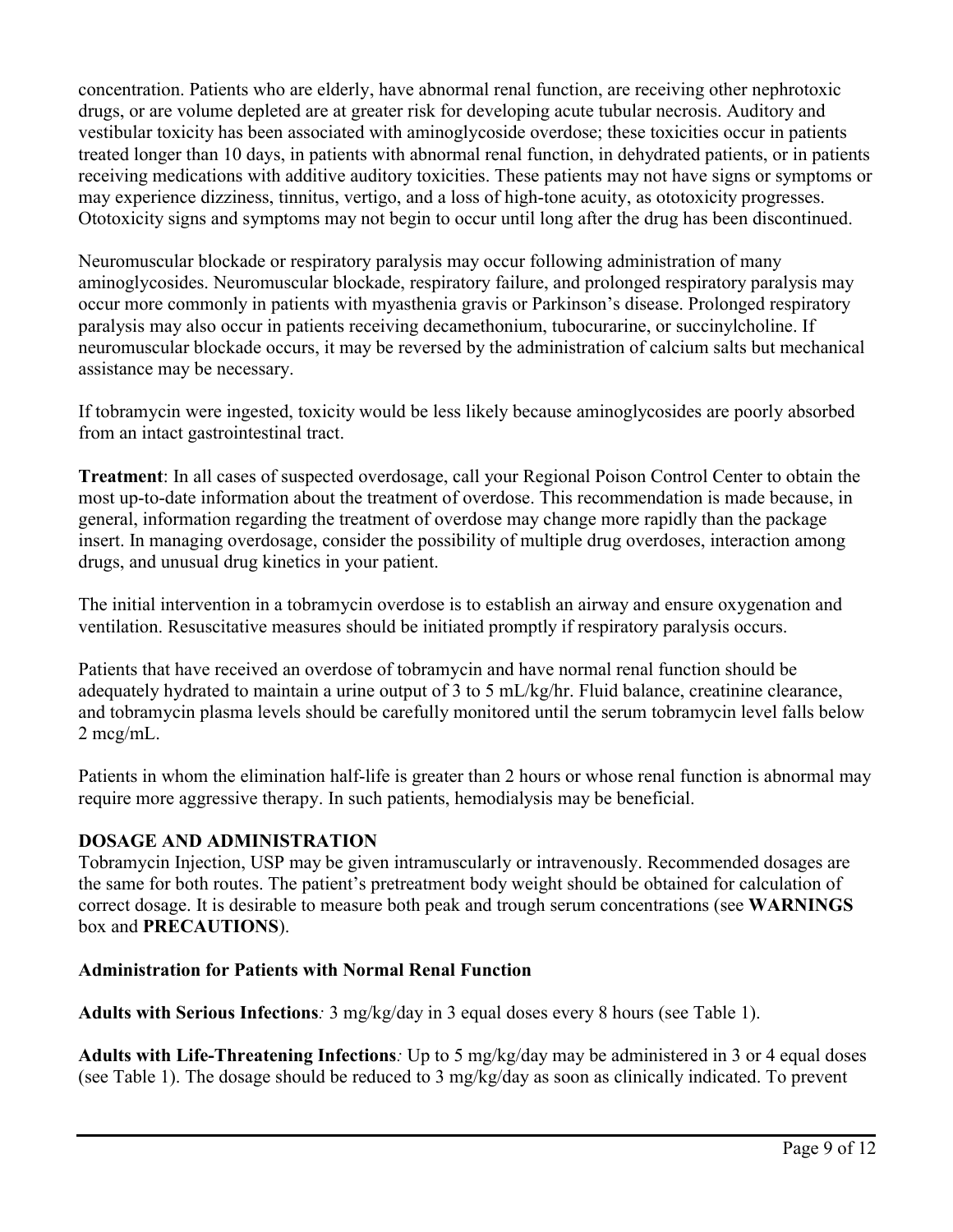concentration. Patients who are elderly, have abnormal renal function, are receiving other nephrotoxic drugs, or are volume depleted are at greater risk for developing acute tubular necrosis. Auditory and vestibular toxicity has been associated with aminoglycoside overdose; these toxicities occur in patients treated longer than 10 days, in patients with abnormal renal function, in dehydrated patients, or in patients receiving medications with additive auditory toxicities. These patients may not have signs or symptoms or may experience dizziness, tinnitus, vertigo, and a loss of high-tone acuity, as ototoxicity progresses. Ototoxicity signs and symptoms may not begin to occur until long after the drug has been discontinued.

Neuromuscular blockade or respiratory paralysis may occur following administration of many aminoglycosides. Neuromuscular blockade, respiratory failure, and prolonged respiratory paralysis may occur more commonly in patients with myasthenia gravis or Parkinson's disease. Prolonged respiratory paralysis may also occur in patients receiving decamethonium, tubocurarine, or succinylcholine. If neuromuscular blockade occurs, it may be reversed by the administration of calcium salts but mechanical assistance may be necessary.

If tobramycin were ingested, toxicity would be less likely because aminoglycosides are poorly absorbed from an intact gastrointestinal tract.

**Treatment**: In all cases of suspected overdosage, call your Regional Poison Control Center to obtain the most up-to-date information about the treatment of overdose. This recommendation is made because, in general, information regarding the treatment of overdose may change more rapidly than the package insert. In managing overdosage, consider the possibility of multiple drug overdoses, interaction among drugs, and unusual drug kinetics in your patient.

The initial intervention in a tobramycin overdose is to establish an airway and ensure oxygenation and ventilation. Resuscitative measures should be initiated promptly if respiratory paralysis occurs.

Patients that have received an overdose of tobramycin and have normal renal function should be adequately hydrated to maintain a urine output of 3 to 5 mL/kg/hr. Fluid balance, creatinine clearance, and tobramycin plasma levels should be carefully monitored until the serum tobramycin level falls below 2 mcg/mL.

Patients in whom the elimination half-life is greater than 2 hours or whose renal function is abnormal may require more aggressive therapy. In such patients, hemodialysis may be beneficial.

## DOSAGE AND ADMINISTRATION

Tobramycin Injection, USP may be given intramuscularly or intravenously. Recommended dosages are the same for both routes. The patient's pretreatment body weight should be obtained for calculation of correct dosage. It is desirable to measure both peak and trough serum concentrations (see **WARNINGS** box and **PRECAUTIONS**).

### Administration for Patients with Normal Renal Function

**Adults with Serious Infections***:* 3 mg/kg/day in 3 equal doses every 8 hours (see Table 1).

**Adults with Life-Threatening Infections***:* Up to 5 mg/kg/day may be administered in 3 or 4 equal doses (see Table 1). The dosage should be reduced to 3 mg/kg/day as soon as clinically indicated. To prevent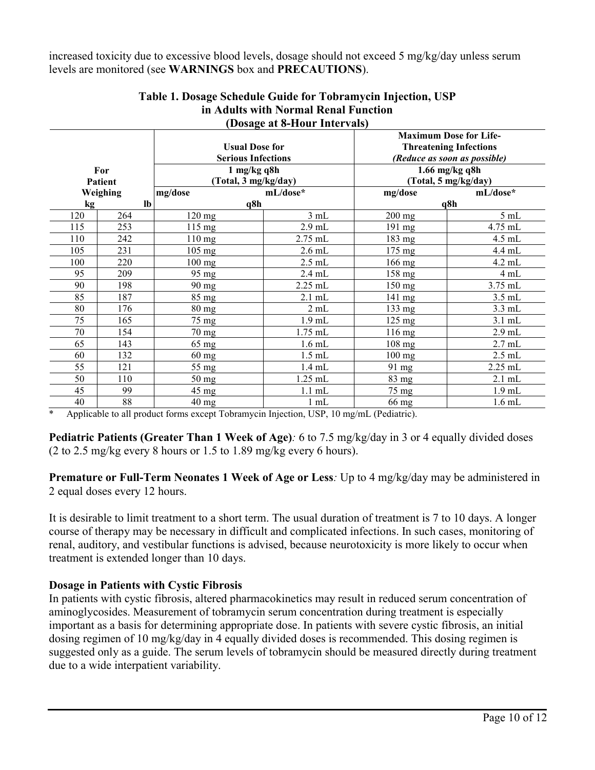increased toxicity due to excessive blood levels, dosage should not exceed 5 mg/kg/day unless serum levels are monitored (see **WARNINGS** box and **PRECAUTIONS**).

**Table 1. Dosage Schedule Guide for Tobramycin Injection, USP in Adults with Normal Renal Function (Dosage at 8-Hour Intervals)**

| For Patient Weighing | | Usual Dose for Serious Infections | | Maximum Dose for Life-Threatening Infections *(Reduce as soon as possible)* | |
|---|---|---|---|---|---|
| | | 1 mg/kg q8h (Total, 3 mg/kg/day) | | 1.66 mg/kg q8h (Total, 5 mg/kg/day) | |
| | | mg/dose | mL/dose* | mg/dose | mL/dose* |
| kg | lb | q8h | | q8h | |
| 120 | 264 | 120 mg | 3 mL | 200 mg | 5 mL |
| 115 | 253 | 115 mg | 2.9 mL | 191 mg | 4.75 mL |
| 110 | 242 | 110 mg | 2.75 mL | 183 mg | 4.5 mL |
| 105 | 231 | 105 mg | 2.6 mL | 175 mg | 4.4 mL |
| 100 | 220 | 100 mg | 2.5 mL | 166 mg | 4.2 mL |
| 95 | 209 | 95 mg | 2.4 mL | 158 mg | 4 mL |
| 90 | 198 | 90 mg | 2.25 mL | 150 mg | 3.75 mL |
| 85 | 187 | 85 mg | 2.1 mL | 141 mg | 3.5 mL |
| 80 | 176 | 80 mg | 2 mL | 133 mg | 3.3 mL |
| 75 | 165 | 75 mg | 1.9 mL | 125 mg | 3.1 mL |
| 70 | 154 | 70 mg | 1.75 mL | 116 mg | 2.9 mL |
| 65 | 143 | 65 mg | 1.6 mL | 108 mg | 2.7 mL |
| 60 | 132 | 60 mg | 1.5 mL | 100 mg | 2.5 mL |
| 55 | 121 | 55 mg | 1.4 mL | 91 mg | 2.25 mL |
| 50 | 110 | 50 mg | 1.25 mL | 83 mg | 2.1 mL |
| 45 | 99 | 45 mg | 1.1 mL | 75 mg | 1.9 mL |
| 40 | 88 | 40 mg | 1 mL | 66 mg | 1.6 mL |

\* Applicable to all product forms except Tobramycin Injection, USP, 10 mg/mL (Pediatric).

**Pediatric Patients (Greater Than 1 Week of Age)***:* 6 to 7.5 mg/kg/day in 3 or 4 equally divided doses (2 to 2.5 mg/kg every 8 hours or 1.5 to 1.89 mg/kg every 6 hours).

**Premature or Full-Term Neonates 1 Week of Age or Less***:* Up to 4 mg/kg/day may be administered in 2 equal doses every 12 hours.

It is desirable to limit treatment to a short term. The usual duration of treatment is 7 to 10 days. A longer course of therapy may be necessary in difficult and complicated infections. In such cases, monitoring of renal, auditory, and vestibular functions is advised, because neurotoxicity is more likely to occur when treatment is extended longer than 10 days.

### Dosage in Patients with Cystic Fibrosis

In patients with cystic fibrosis, altered pharmacokinetics may result in reduced serum concentration of aminoglycosides. Measurement of tobramycin serum concentration during treatment is especially important as a basis for determining appropriate dose. In patients with severe cystic fibrosis, an initial dosing regimen of 10 mg/kg/day in 4 equally divided doses is recommended. This dosing regimen is suggested only as a guide. The serum levels of tobramycin should be measured directly during treatment due to a wide interpatient variability.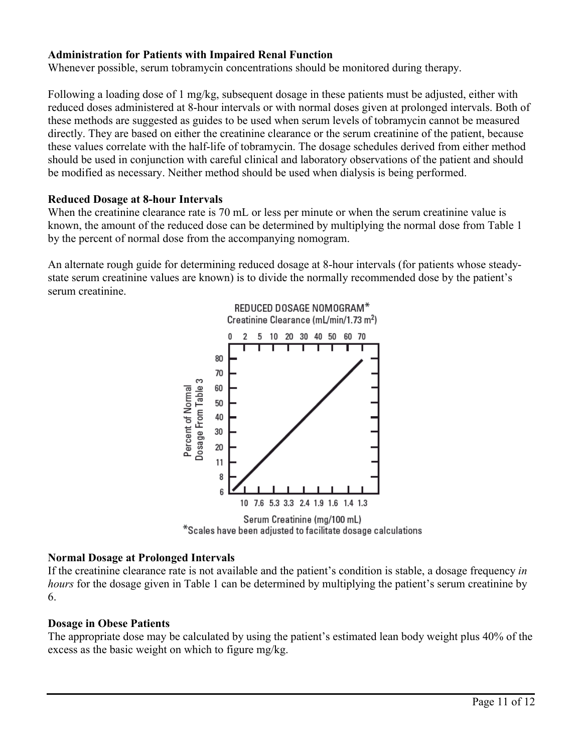**Administration for Patients with Impaired Renal Function**

Whenever possible, serum tobramycin concentrations should be monitored during therapy.

Following a loading dose of 1 mg/kg, subsequent dosage in these patients must be adjusted, either with reduced doses administered at 8-hour intervals or with normal doses given at prolonged intervals. Both of these methods are suggested as guides to be used when serum levels of tobramycin cannot be measured directly. They are based on either the creatinine clearance or the serum creatinine of the patient, because these values correlate with the half-life of tobramycin. The dosage schedules derived from either method should be used in conjunction with careful clinical and laboratory observations of the patient and should be modified as necessary. Neither method should be used when dialysis is being performed.

**Reduced Dosage at 8-hour Intervals**

When the creatinine clearance rate is 70 mL or less per minute or when the serum creatinine value is known, the amount of the reduced dose can be determined by multiplying the normal dose from Table 1 by the percent of normal dose from the accompanying nomogram.

An alternate rough guide for determining reduced dosage at 8-hour intervals (for patients whose steady-state serum creatinine values are known) is to divide the normally recommended dose by the patient's serum creatinine.

REDUCED DOSAGE NOMOGRAM*

Creatinine Clearance (mL/min/1.73 m²)

0 2 5 10 20 30 40 50 60 70

Percent of Normal Dosage From Table 3

80 70 60 50 40 30 20 11 8 6

10 7.6 5.3 3.3 2.4 1.9 1.6 1.4 1.3

Serum Creatinine (mg/100 mL)

*Scales have been adjusted to facilitate dosage calculations

**Normal Dosage at Prolonged Intervals**

If the creatinine clearance rate is not available and the patient's condition is stable, a dosage frequency *in hours* for the dosage given in Table 1 can be determined by multiplying the patient's serum creatinine by 6.

**Dosage in Obese Patients**

The appropriate dose may be calculated by using the patient's estimated lean body weight plus 40% of the excess as the basic weight on which to figure mg/kg.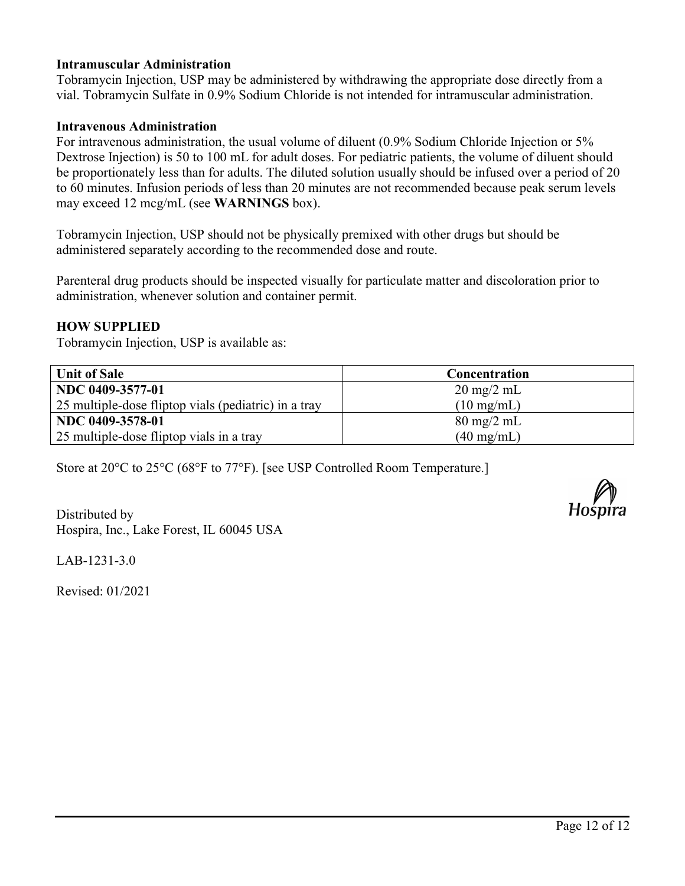**Intramuscular Administration**

Tobramycin Injection, USP may be administered by withdrawing the appropriate dose directly from a vial. Tobramycin Sulfate in 0.9% Sodium Chloride is not intended for intramuscular administration.

**Intravenous Administration**

For intravenous administration, the usual volume of diluent (0.9% Sodium Chloride Injection or 5% Dextrose Injection) is 50 to 100 mL for adult doses. For pediatric patients, the volume of diluent should be proportionately less than for adults. The diluted solution usually should be infused over a period of 20 to 60 minutes. Infusion periods of less than 20 minutes are not recommended because peak serum levels may exceed 12 mcg/mL (see **WARNINGS** box).

Tobramycin Injection, USP should not be physically premixed with other drugs but should be administered separately according to the recommended dose and route.

Parenteral drug products should be inspected visually for particulate matter and discoloration prior to administration, whenever solution and container permit.

## HOW SUPPLIED

Tobramycin Injection, USP is available as:

| Unit of Sale | Concentration |
|---|---|
| **NDC 0409-3577-01**<br>25 multiple-dose fliptop vials (pediatric) in a tray | 20 mg/2 mL<br>(10 mg/mL) |
| **NDC 0409-3578-01**<br>25 multiple-dose fliptop vials in a tray | 80 mg/2 mL<br>(40 mg/mL) |

Store at 20°C to 25°C (68°F to 77°F). [see USP Controlled Room Temperature.]

Distributed by
Hospira, Inc., Lake Forest, IL 60045 USA

Hospira

LAB-1231-3.0

Revised: 01/2021